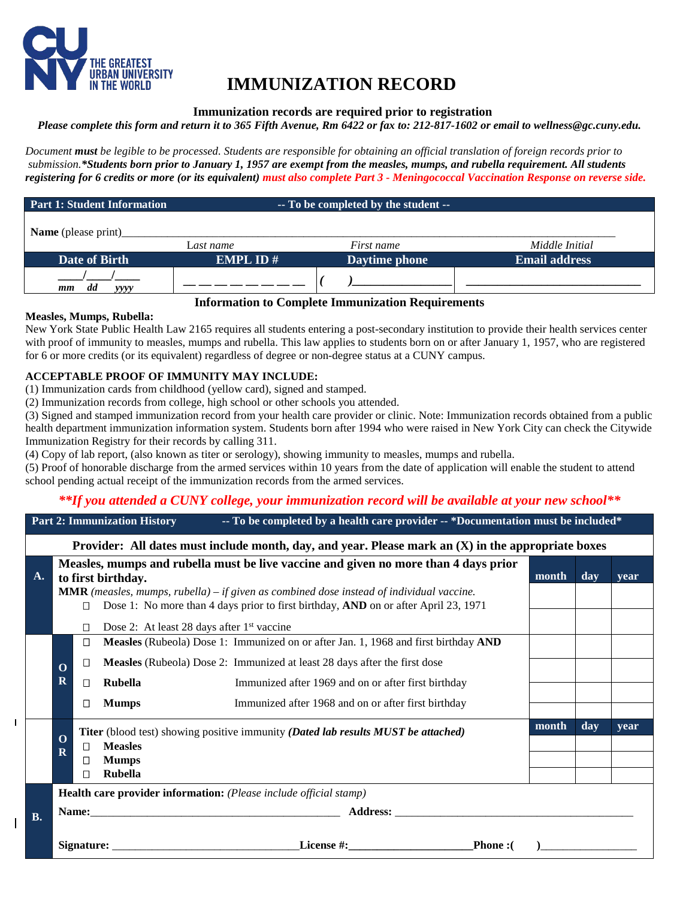THE GREATEST URBAN UNIVERSITY IN THE WORLD

# IMMUNIZATION RECORD

**Immunization records are required prior to registration**

*Please complete this form and return it to 365 Fifth Avenue, Rm 6422 or fax to: 212-817-1602 or email to wellness@gc.cuny.edu.*

*Document **must** be legible to be processed. Students are responsible for obtaining an official translation of foreign records prior to submission.**\*Students born prior to January 1, 1957 are exempt from the measles, mumps, and rubella requirement. All students registering for 6 credits or more (or its equivalent) must also complete Part 3 - Meningococcal Vaccination Response on reverse side.***

| **Part 1: Student Information** | **-- To be completed by the student --** | | |
|---|---|---|---|
| **Name** (please print)\_\_\_\_\_\_\_\_\_\_ Last name | First name | | Middle Initial |
| **Date of Birth** | **EMPL ID #** | **Daytime phone** | **Email address** |
| \_\_\_\_/\_\_\_\_/\_\_\_\_ mm dd yyyy | \_ \_ \_ \_ \_ \_ \_ \_ | (    )\_\_\_\_\_\_\_\_\_\_ | \_\_\_\_\_\_\_\_\_\_\_\_\_\_\_\_ |

**Information to Complete Immunization Requirements**

**Measles, Mumps, Rubella:**

New York State Public Health Law 2165 requires all students entering a post-secondary institution to provide their health services center with proof of immunity to measles, mumps and rubella. This law applies to students born on or after January 1, 1957, who are registered for 6 or more credits (or its equivalent) regardless of degree or non-degree status at a CUNY campus.

**ACCEPTABLE PROOF OF IMMUNITY MAY INCLUDE:**

(1) Immunization cards from childhood (yellow card), signed and stamped.
(2) Immunization records from college, high school or other schools you attended.
(3) Signed and stamped immunization record from your health care provider or clinic. Note: Immunization records obtained from a public health department immunization information system. Students born after 1994 who were raised in New York City can check the Citywide Immunization Registry for their records by calling 311.
(4) Copy of lab report, (also known as titer or serology), showing immunity to measles, mumps and rubella.
(5) Proof of honorable discharge from the armed services within 10 years from the date of application will enable the student to attend school pending actual receipt of the immunization records from the armed services.

***\*\*If you attended a CUNY college, your immunization record will be available at your new school\*\****

| **Part 2: Immunization History** | **-- To be completed by a health care provider -- \*Documentation must be included\*** | | | |
|---|---|---|---|---|
| | **Provider: All dates must include month, day, and year. Please mark an (X) in the appropriate boxes** | | | |
| **A.** | **Measles, mumps and rubella must be live vaccine and given no more than 4 days prior to first birthday.** | **month** | **day** | **year** |
| | **MMR** *(measles, mumps, rubella) – if given as combined dose instead of individual vaccine.* ☐ Dose 1: No more than 4 days prior to first birthday, **AND** on or after April 23, 1971 | | | |
| | ☐ Dose 2: At least 28 days after 1st vaccine | | | |
| **OR** | ☐ **Measles** (Rubeola) Dose 1: Immunized on or after Jan. 1, 1968 and first birthday **AND** | | | |
| | ☐ **Measles** (Rubeola) Dose 2: Immunized at least 28 days after the first dose | | | |
| | ☐ **Rubella** Immunized after 1969 and on or after first birthday | | | |
| | ☐ **Mumps** Immunized after 1968 and on or after first birthday | | | |
| **OR** | **Titer** (blood test) showing positive immunity ***(Dated lab results MUST be attached)*** | **month** | **day** | **year** |
| | ☐ **Measles** | | | |
| | ☐ **Mumps** | | | |
| | ☐ **Rubella** | | | |
| **B.** | **Health care provider information:** *(Please include official stamp)* | | | |
| | **Name:**\_\_\_\_\_\_\_\_\_\_\_\_\_\_\_\_ **Address:** \_\_\_\_\_\_\_\_\_\_\_\_\_\_\_\_ | | | |
| | **Signature:** \_\_\_\_\_\_\_\_\_\_\_\_\_\_\_\_**License #:**\_\_\_\_\_\_\_\_\_\_\_\_\_\_\_\_**Phone :(    )**\_\_\_\_\_\_\_\_\_\_ | | | |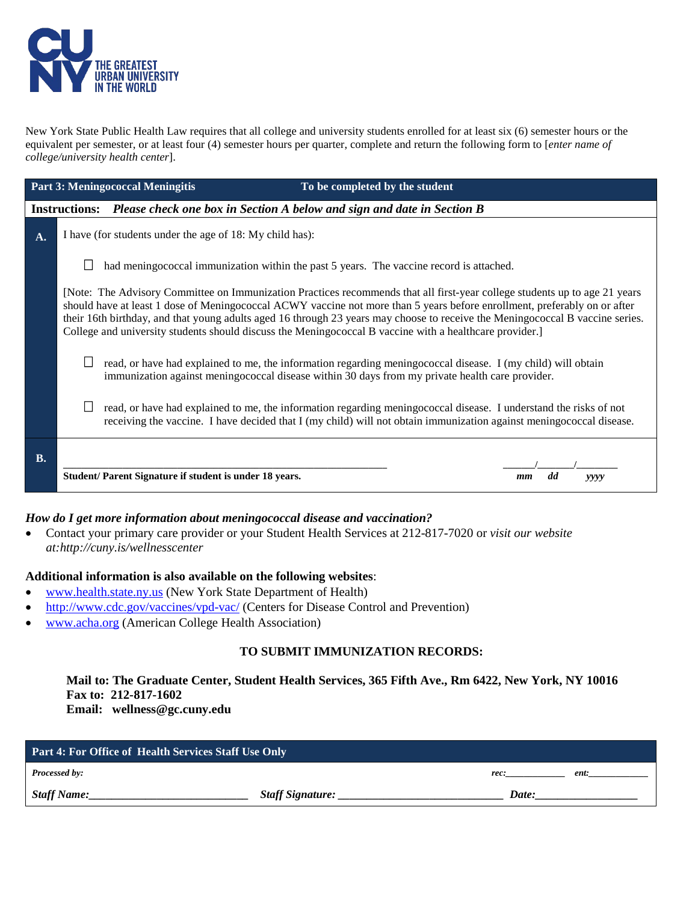CUNY THE GREATEST URBAN UNIVERSITY IN THE WORLD

New York State Public Health Law requires that all college and university students enrolled for at least six (6) semester hours or the equivalent per semester, or at least four (4) semester hours per quarter, complete and return the following form to [*enter name of college/university health center*].

**Part 3: Meningococcal Meningitis** — **To be completed by the student**

**Instructions:** ***Please check one box in Section A below and sign and date in Section B***

**A.** I have (for students under the age of 18: My child has):

☐ had meningococcal immunization within the past 5 years. The vaccine record is attached.

[Note: The Advisory Committee on Immunization Practices recommends that all first-year college students up to age 21 years should have at least 1 dose of Meningococcal ACWY vaccine not more than 5 years before enrollment, preferably on or after their 16th birthday, and that young adults aged 16 through 23 years may choose to receive the Meningococcal B vaccine series. College and university students should discuss the Meningococcal B vaccine with a healthcare provider.]

☐ read, or have had explained to me, the information regarding meningococcal disease. I (my child) will obtain immunization against meningococcal disease within 30 days from my private health care provider.

☐ read, or have had explained to me, the information regarding meningococcal disease. I understand the risks of not receiving the vaccine. I have decided that I (my child) will not obtain immunization against meningococcal disease.

**B.**

_____________________________________________ ______/______/________

**Student/ Parent Signature if student is under 18 years.** ***mm dd yyyy***

### *How do I get more information about meningococcal disease and vaccination?*

- Contact your primary care provider or your Student Health Services at 212-817-7020 or *visit our website at:http://cuny.is/wellnesscenter*

**Additional information is also available on the following websites**:

- www.health.state.ny.us (New York State Department of Health)
- http://www.cdc.gov/vaccines/vpd-vac/ (Centers for Disease Control and Prevention)
- www.acha.org (American College Health Association)

**TO SUBMIT IMMUNIZATION RECORDS:**

**Mail to: The Graduate Center, Student Health Services, 365 Fifth Ave., Rm 6422, New York, NY 10016**
**Fax to: 212-817-1602**
**Email: wellness@gc.cuny.edu**

**Part 4: For Office of Health Services Staff Use Only**

***Processed by:*** ***rec:*___________ ***ent:*___________

***Staff Name:*___________________________ ***Staff Signature:*___________________________ ***Date:*_________________